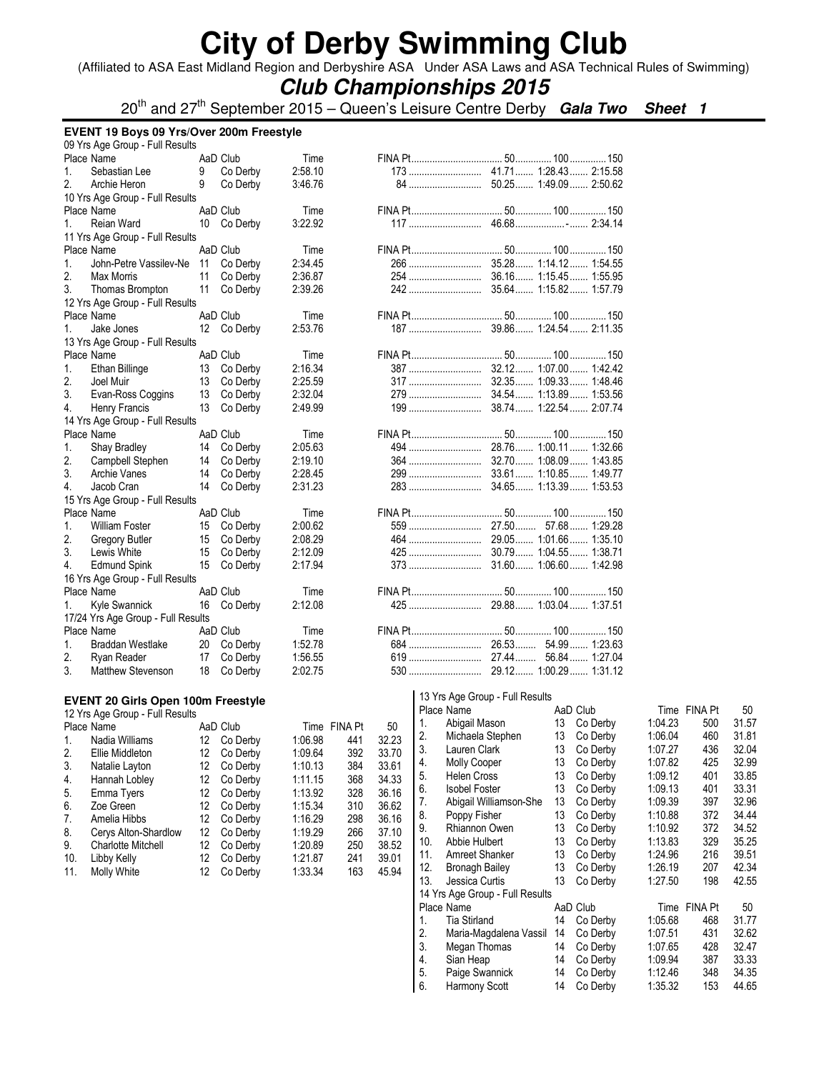# City of Derby Swimming Club

(Affiliated to ASA East Midland Region and Derbyshire ASA Under ASA Laws and ASA Technical Rules of Swimming)

## *Club Championships 2015*

20th and 27th September 2015 – Queen's Leisure Centre Derby ***Gala Two Sheet 1***

### EVENT 19 Boys 09 Yrs/Over 200m Freestyle

09 Yrs Age Group - Full Results

| Place | Name | AaD | Club | Time | FINA Pt | 50 | 100 | 150 |
|---|---|---|---|---|---|---|---|---|
| 1. | Sebastian Lee | 9 | Co Derby | 2:58.10 | 173 | 41.71 | 1:28.43 | 2:15.58 |
| 2. | Archie Heron | 9 | Co Derby | 3:46.76 | 84 | 50.25 | 1:49.09 | 2:50.62 |

10 Yrs Age Group - Full Results

| Place | Name | AaD | Club | Time | FINA Pt | 50 | 100 | 150 |
|---|---|---|---|---|---|---|---|---|
| 1. | Reian Ward | 10 | Co Derby | 3:22.92 | 117 | 46.68 | - | 2:34.14 |

11 Yrs Age Group - Full Results

| Place | Name | AaD | Club | Time | FINA Pt | 50 | 100 | 150 |
|---|---|---|---|---|---|---|---|---|
| 1. | John-Petre Vassilev-Ne | 11 | Co Derby | 2:34.45 | 266 | 35.28 | 1:14.12 | 1:54.55 |
| 2. | Max Morris | 11 | Co Derby | 2:36.87 | 254 | 36.16 | 1:15.45 | 1:55.95 |
| 3. | Thomas Brompton | 11 | Co Derby | 2:39.26 | 242 | 35.64 | 1:15.82 | 1:57.79 |

12 Yrs Age Group - Full Results

| Place | Name | AaD | Club | Time | FINA Pt | 50 | 100 | 150 |
|---|---|---|---|---|---|---|---|---|
| 1. | Jake Jones | 12 | Co Derby | 2:53.76 | 187 | 39.86 | 1:24.54 | 2:11.35 |

13 Yrs Age Group - Full Results

| Place | Name | AaD | Club | Time | FINA Pt | 50 | 100 | 150 |
|---|---|---|---|---|---|---|---|---|
| 1. | Ethan Billinge | 13 | Co Derby | 2:16.34 | 387 | 32.12 | 1:07.00 | 1:42.42 |
| 2. | Joel Muir | 13 | Co Derby | 2:25.59 | 317 | 32.35 | 1:09.33 | 1:48.46 |
| 3. | Evan-Ross Coggins | 13 | Co Derby | 2:32.04 | 279 | 34.54 | 1:13.89 | 1:53.56 |
| 4. | Henry Francis | 13 | Co Derby | 2:49.99 | 199 | 38.74 | 1:22.54 | 2:07.74 |

14 Yrs Age Group - Full Results

| Place | Name | AaD | Club | Time | FINA Pt | 50 | 100 | 150 |
|---|---|---|---|---|---|---|---|---|
| 1. | Shay Bradley | 14 | Co Derby | 2:05.63 | 494 | 28.76 | 1:00.11 | 1:32.66 |
| 2. | Campbell Stephen | 14 | Co Derby | 2:19.10 | 364 | 32.70 | 1:08.09 | 1:43.85 |
| 3. | Archie Vanes | 14 | Co Derby | 2:28.45 | 299 | 33.61 | 1:10.85 | 1:49.77 |
| 4. | Jacob Cran | 14 | Co Derby | 2:31.23 | 283 | 34.65 | 1:13.39 | 1:53.53 |

15 Yrs Age Group - Full Results

| Place | Name | AaD | Club | Time | FINA Pt | 50 | 100 | 150 |
|---|---|---|---|---|---|---|---|---|
| 1. | William Foster | 15 | Co Derby | 2:00.62 | 559 | 27.50 | 57.68 | 1:29.28 |
| 2. | Gregory Butler | 15 | Co Derby | 2:08.29 | 464 | 29.05 | 1:01.66 | 1:35.10 |
| 3. | Lewis White | 15 | Co Derby | 2:12.09 | 425 | 30.79 | 1:04.55 | 1:38.71 |
| 4. | Edmund Spink | 15 | Co Derby | 2:17.94 | 373 | 31.60 | 1:06.60 | 1:42.98 |

16 Yrs Age Group - Full Results

| Place | Name | AaD | Club | Time | FINA Pt | 50 | 100 | 150 |
|---|---|---|---|---|---|---|---|---|
| 1. | Kyle Swannick | 16 | Co Derby | 2:12.08 | 425 | 29.88 | 1:03.04 | 1:37.51 |

17/24 Yrs Age Group - Full Results

| Place | Name | AaD | Club | Time | FINA Pt | 50 | 100 | 150 |
|---|---|---|---|---|---|---|---|---|
| 1. | Braddan Westlake | 20 | Co Derby | 1:52.78 | 684 | 26.53 | 54.99 | 1:23.63 |
| 2. | Ryan Reader | 17 | Co Derby | 1:56.55 | 619 | 27.44 | 56.84 | 1:27.04 |
| 3. | Matthew Stevenson | 18 | Co Derby | 2:02.75 | 530 | 29.12 | 1:00.29 | 1:31.12 |

### EVENT 20 Girls Open 100m Freestyle

12 Yrs Age Group - Full Results

| Place | Name | AaD | Club | Time | FINA Pt | 50 |
|---|---|---|---|---|---|---|
| 1. | Nadia Williams | 12 | Co Derby | 1:06.98 | 441 | 32.23 |
| 2. | Ellie Middleton | 12 | Co Derby | 1:09.64 | 392 | 33.70 |
| 3. | Natalie Layton | 12 | Co Derby | 1:10.13 | 384 | 33.61 |
| 4. | Hannah Lobley | 12 | Co Derby | 1:11.15 | 368 | 34.33 |
| 5. | Emma Tyers | 12 | Co Derby | 1:13.92 | 328 | 36.16 |
| 6. | Zoe Green | 12 | Co Derby | 1:15.34 | 310 | 36.62 |
| 7. | Amelia Hibbs | 12 | Co Derby | 1:16.29 | 298 | 36.16 |
| 8. | Cerys Alton-Shardlow | 12 | Co Derby | 1:19.29 | 266 | 37.10 |
| 9. | Charlotte Mitchell | 12 | Co Derby | 1:20.89 | 250 | 38.52 |
| 10. | Libby Kelly | 12 | Co Derby | 1:21.87 | 241 | 39.01 |
| 11. | Molly White | 12 | Co Derby | 1:33.34 | 163 | 45.94 |

13 Yrs Age Group - Full Results

| Place | Name | AaD | Club | Time | FINA Pt | 50 |
|---|---|---|---|---|---|---|
| 1. | Abigail Mason | 13 | Co Derby | 1:04.23 | 500 | 31.57 |
| 2. | Michaela Stephen | 13 | Co Derby | 1:06.04 | 460 | 31.81 |
| 3. | Lauren Clark | 13 | Co Derby | 1:07.27 | 436 | 32.04 |
| 4. | Molly Cooper | 13 | Co Derby | 1:07.82 | 425 | 32.99 |
| 5. | Helen Cross | 13 | Co Derby | 1:09.12 | 401 | 33.85 |
| 6. | Isobel Foster | 13 | Co Derby | 1:09.13 | 401 | 33.31 |
| 7. | Abigail Williamson-She | 13 | Co Derby | 1:09.39 | 397 | 32.96 |
| 8. | Poppy Fisher | 13 | Co Derby | 1:10.88 | 372 | 34.44 |
| 9. | Rhiannon Owen | 13 | Co Derby | 1:10.92 | 372 | 34.52 |
| 10. | Abbie Hulbert | 13 | Co Derby | 1:13.83 | 329 | 35.25 |
| 11. | Amreet Shanker | 13 | Co Derby | 1:24.96 | 216 | 39.51 |
| 12. | Bronagh Bailey | 13 | Co Derby | 1:26.19 | 207 | 42.34 |
| 13. | Jessica Curtis | 13 | Co Derby | 1:27.50 | 198 | 42.55 |

14 Yrs Age Group - Full Results

| Place | Name | AaD | Club | Time | FINA Pt | 50 |
|---|---|---|---|---|---|---|
| 1. | Tia Stirland | 14 | Co Derby | 1:05.68 | 468 | 31.77 |
| 2. | Maria-Magdalena Vassil | 14 | Co Derby | 1:07.51 | 431 | 32.62 |
| 3. | Megan Thomas | 14 | Co Derby | 1:07.65 | 428 | 32.47 |
| 4. | Sian Heap | 14 | Co Derby | 1:09.94 | 387 | 33.33 |
| 5. | Paige Swannick | 14 | Co Derby | 1:12.46 | 348 | 34.35 |
| 6. | Harmony Scott | 14 | Co Derby | 1:35.32 | 153 | 44.65 |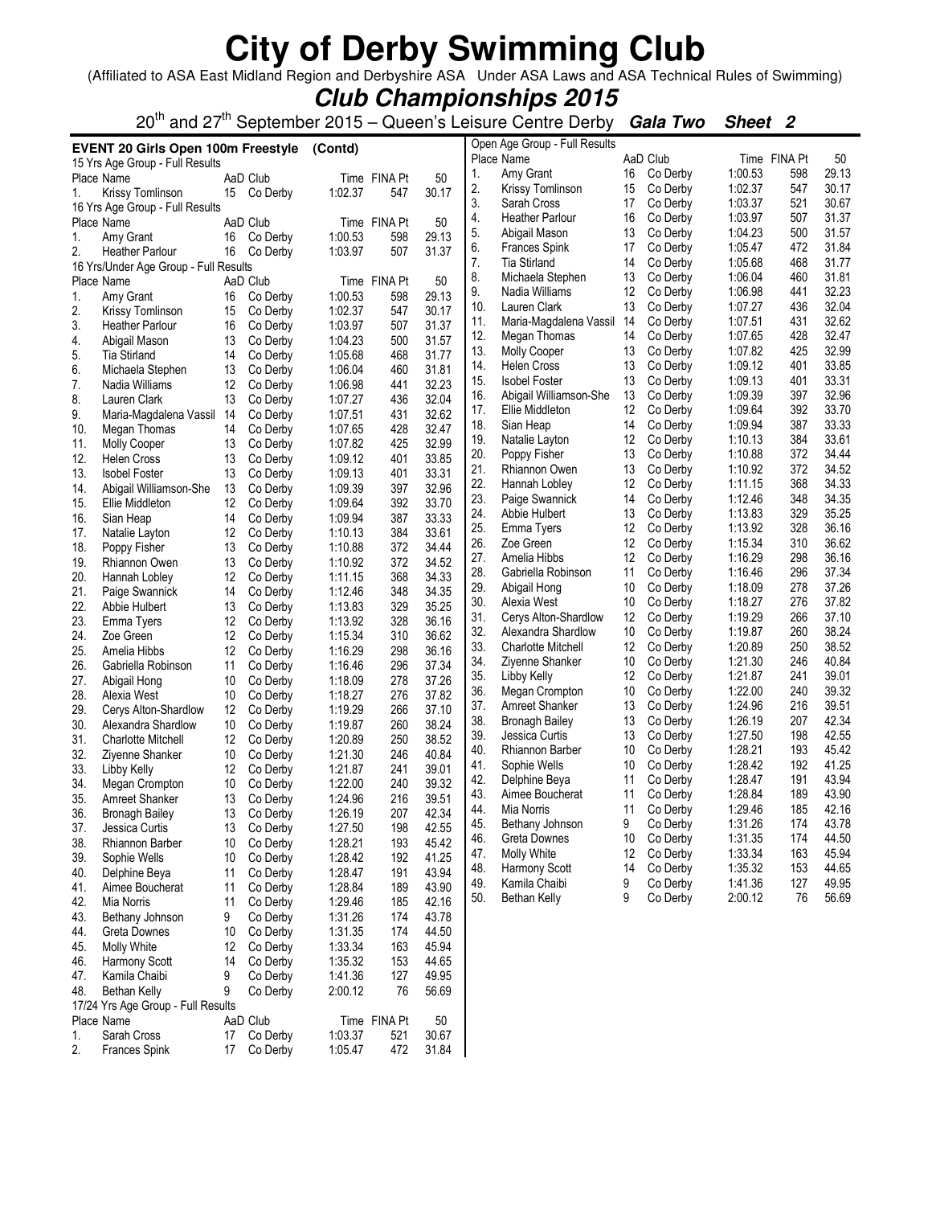# City of Derby Swimming Club

(Affiliated to ASA East Midland Region and Derbyshire ASA Under ASA Laws and ASA Technical Rules of Swimming)

## *Club Championships 2015*

20th and 27th September 2015 – Queen's Leisure Centre Derby ***Gala Two*** ***Sheet 2***

### EVENT 20 Girls Open 100m Freestyle (Contd)

15 Yrs Age Group - Full Results

| Place | Name | AaD | Club | Time | FINA Pt | 50 |
|---|---|---|---|---|---|---|
| 1. | Krissy Tomlinson | 15 | Co Derby | 1:02.37 | 547 | 30.17 |

16 Yrs Age Group - Full Results

| Place | Name | AaD | Club | Time | FINA Pt | 50 |
|---|---|---|---|---|---|---|
| 1. | Amy Grant | 16 | Co Derby | 1:00.53 | 598 | 29.13 |
| 2. | Heather Parlour | 16 | Co Derby | 1:03.97 | 507 | 31.37 |

16 Yrs/Under Age Group - Full Results

| Place | Name | AaD | Club | Time | FINA Pt | 50 |
|---|---|---|---|---|---|---|
| 1. | Amy Grant | 16 | Co Derby | 1:00.53 | 598 | 29.13 |
| 2. | Krissy Tomlinson | 15 | Co Derby | 1:02.37 | 547 | 30.17 |
| 3. | Heather Parlour | 16 | Co Derby | 1:03.97 | 507 | 31.37 |
| 4. | Abigail Mason | 13 | Co Derby | 1:04.23 | 500 | 31.57 |
| 5. | Tia Stirland | 14 | Co Derby | 1:05.68 | 468 | 31.77 |
| 6. | Michaela Stephen | 13 | Co Derby | 1:06.04 | 460 | 31.81 |
| 7. | Nadia Williams | 12 | Co Derby | 1:06.98 | 441 | 32.23 |
| 8. | Lauren Clark | 13 | Co Derby | 1:07.27 | 436 | 32.04 |
| 9. | Maria-Magdalena Vassil | 14 | Co Derby | 1:07.51 | 431 | 32.62 |
| 10. | Megan Thomas | 14 | Co Derby | 1:07.65 | 428 | 32.47 |
| 11. | Molly Cooper | 13 | Co Derby | 1:07.82 | 425 | 32.99 |
| 12. | Helen Cross | 13 | Co Derby | 1:09.12 | 401 | 33.85 |
| 13. | Isobel Foster | 13 | Co Derby | 1:09.13 | 401 | 33.31 |
| 14. | Abigail Williamson-She | 13 | Co Derby | 1:09.39 | 397 | 32.96 |
| 15. | Ellie Middleton | 12 | Co Derby | 1:09.64 | 392 | 33.70 |
| 16. | Sian Heap | 14 | Co Derby | 1:09.94 | 387 | 33.33 |
| 17. | Natalie Layton | 12 | Co Derby | 1:10.13 | 384 | 33.61 |
| 18. | Poppy Fisher | 13 | Co Derby | 1:10.88 | 372 | 34.44 |
| 19. | Rhiannon Owen | 13 | Co Derby | 1:10.92 | 372 | 34.52 |
| 20. | Hannah Lobley | 12 | Co Derby | 1:11.15 | 368 | 34.33 |
| 21. | Paige Swannick | 14 | Co Derby | 1:12.46 | 348 | 34.35 |
| 22. | Abbie Hulbert | 13 | Co Derby | 1:13.83 | 329 | 35.25 |
| 23. | Emma Tyers | 12 | Co Derby | 1:13.92 | 328 | 36.16 |
| 24. | Zoe Green | 12 | Co Derby | 1:15.34 | 310 | 36.62 |
| 25. | Amelia Hibbs | 12 | Co Derby | 1:16.29 | 298 | 36.16 |
| 26. | Gabriella Robinson | 11 | Co Derby | 1:16.46 | 296 | 37.34 |
| 27. | Abigail Hong | 10 | Co Derby | 1:18.09 | 278 | 37.26 |
| 28. | Alexia West | 10 | Co Derby | 1:18.27 | 276 | 37.82 |
| 29. | Cerys Alton-Shardlow | 12 | Co Derby | 1:19.29 | 266 | 37.10 |
| 30. | Alexandra Shardlow | 10 | Co Derby | 1:19.87 | 260 | 38.24 |
| 31. | Charlotte Mitchell | 12 | Co Derby | 1:20.89 | 250 | 38.52 |
| 32. | Ziyenne Shanker | 10 | Co Derby | 1:21.30 | 246 | 40.84 |
| 33. | Libby Kelly | 12 | Co Derby | 1:21.87 | 241 | 39.01 |
| 34. | Megan Crompton | 10 | Co Derby | 1:22.00 | 240 | 39.32 |
| 35. | Amreet Shanker | 13 | Co Derby | 1:24.96 | 216 | 39.51 |
| 36. | Bronagh Bailey | 13 | Co Derby | 1:26.19 | 207 | 42.34 |
| 37. | Jessica Curtis | 13 | Co Derby | 1:27.50 | 198 | 42.55 |
| 38. | Rhiannon Barber | 10 | Co Derby | 1:28.21 | 193 | 45.42 |
| 39. | Sophie Wells | 10 | Co Derby | 1:28.42 | 192 | 41.25 |
| 40. | Delphine Beya | 11 | Co Derby | 1:28.47 | 191 | 43.94 |
| 41. | Aimee Boucherat | 11 | Co Derby | 1:28.84 | 189 | 43.90 |
| 42. | Mia Norris | 11 | Co Derby | 1:29.46 | 185 | 42.16 |
| 43. | Bethany Johnson | 9 | Co Derby | 1:31.26 | 174 | 43.78 |
| 44. | Greta Downes | 10 | Co Derby | 1:31.35 | 174 | 44.50 |
| 45. | Molly White | 12 | Co Derby | 1:33.34 | 163 | 45.94 |
| 46. | Harmony Scott | 14 | Co Derby | 1:35.32 | 153 | 44.65 |
| 47. | Kamila Chaibi | 9 | Co Derby | 1:41.36 | 127 | 49.95 |
| 48. | Bethan Kelly | 9 | Co Derby | 2:00.12 | 76 | 56.69 |

17/24 Yrs Age Group - Full Results

| Place | Name | AaD | Club | Time | FINA Pt | 50 |
|---|---|---|---|---|---|---|
| 1. | Sarah Cross | 17 | Co Derby | 1:03.37 | 521 | 30.67 |
| 2. | Frances Spink | 17 | Co Derby | 1:05.47 | 472 | 31.84 |

Open Age Group - Full Results

| Place | Name | AaD | Club | Time | FINA Pt | 50 |
|---|---|---|---|---|---|---|
| 1. | Amy Grant | 16 | Co Derby | 1:00.53 | 598 | 29.13 |
| 2. | Krissy Tomlinson | 15 | Co Derby | 1:02.37 | 547 | 30.17 |
| 3. | Sarah Cross | 17 | Co Derby | 1:03.37 | 521 | 30.67 |
| 4. | Heather Parlour | 16 | Co Derby | 1:03.97 | 507 | 31.37 |
| 5. | Abigail Mason | 13 | Co Derby | 1:04.23 | 500 | 31.57 |
| 6. | Frances Spink | 17 | Co Derby | 1:05.47 | 472 | 31.84 |
| 7. | Tia Stirland | 14 | Co Derby | 1:05.68 | 468 | 31.77 |
| 8. | Michaela Stephen | 13 | Co Derby | 1:06.04 | 460 | 31.81 |
| 9. | Nadia Williams | 12 | Co Derby | 1:06.98 | 441 | 32.23 |
| 10. | Lauren Clark | 13 | Co Derby | 1:07.27 | 436 | 32.04 |
| 11. | Maria-Magdalena Vassil | 14 | Co Derby | 1:07.51 | 431 | 32.62 |
| 12. | Megan Thomas | 14 | Co Derby | 1:07.65 | 428 | 32.47 |
| 13. | Molly Cooper | 13 | Co Derby | 1:07.82 | 425 | 32.99 |
| 14. | Helen Cross | 13 | Co Derby | 1:09.12 | 401 | 33.85 |
| 15. | Isobel Foster | 13 | Co Derby | 1:09.13 | 401 | 33.31 |
| 16. | Abigail Williamson-She | 13 | Co Derby | 1:09.39 | 397 | 32.96 |
| 17. | Ellie Middleton | 12 | Co Derby | 1:09.64 | 392 | 33.70 |
| 18. | Sian Heap | 14 | Co Derby | 1:09.94 | 387 | 33.33 |
| 19. | Natalie Layton | 12 | Co Derby | 1:10.13 | 384 | 33.61 |
| 20. | Poppy Fisher | 13 | Co Derby | 1:10.88 | 372 | 34.44 |
| 21. | Rhiannon Owen | 13 | Co Derby | 1:10.92 | 372 | 34.52 |
| 22. | Hannah Lobley | 12 | Co Derby | 1:11.15 | 368 | 34.33 |
| 23. | Paige Swannick | 14 | Co Derby | 1:12.46 | 348 | 34.35 |
| 24. | Abbie Hulbert | 13 | Co Derby | 1:13.83 | 329 | 35.25 |
| 25. | Emma Tyers | 12 | Co Derby | 1:13.92 | 328 | 36.16 |
| 26. | Zoe Green | 12 | Co Derby | 1:15.34 | 310 | 36.62 |
| 27. | Amelia Hibbs | 12 | Co Derby | 1:16.29 | 298 | 36.16 |
| 28. | Gabriella Robinson | 11 | Co Derby | 1:16.46 | 296 | 37.34 |
| 29. | Abigail Hong | 10 | Co Derby | 1:18.09 | 278 | 37.26 |
| 30. | Alexia West | 10 | Co Derby | 1:18.27 | 276 | 37.82 |
| 31. | Cerys Alton-Shardlow | 12 | Co Derby | 1:19.29 | 266 | 37.10 |
| 32. | Alexandra Shardlow | 10 | Co Derby | 1:19.87 | 260 | 38.24 |
| 33. | Charlotte Mitchell | 12 | Co Derby | 1:20.89 | 250 | 38.52 |
| 34. | Ziyenne Shanker | 10 | Co Derby | 1:21.30 | 246 | 40.84 |
| 35. | Libby Kelly | 12 | Co Derby | 1:21.87 | 241 | 39.01 |
| 36. | Megan Crompton | 10 | Co Derby | 1:22.00 | 240 | 39.32 |
| 37. | Amreet Shanker | 13 | Co Derby | 1:24.96 | 216 | 39.51 |
| 38. | Bronagh Bailey | 13 | Co Derby | 1:26.19 | 207 | 42.34 |
| 39. | Jessica Curtis | 13 | Co Derby | 1:27.50 | 198 | 42.55 |
| 40. | Rhiannon Barber | 10 | Co Derby | 1:28.21 | 193 | 45.42 |
| 41. | Sophie Wells | 10 | Co Derby | 1:28.42 | 192 | 41.25 |
| 42. | Delphine Beya | 11 | Co Derby | 1:28.47 | 191 | 43.94 |
| 43. | Aimee Boucherat | 11 | Co Derby | 1:28.84 | 189 | 43.90 |
| 44. | Mia Norris | 11 | Co Derby | 1:29.46 | 185 | 42.16 |
| 45. | Bethany Johnson | 9 | Co Derby | 1:31.26 | 174 | 43.78 |
| 46. | Greta Downes | 10 | Co Derby | 1:31.35 | 174 | 44.50 |
| 47. | Molly White | 12 | Co Derby | 1:33.34 | 163 | 45.94 |
| 48. | Harmony Scott | 14 | Co Derby | 1:35.32 | 153 | 44.65 |
| 49. | Kamila Chaibi | 9 | Co Derby | 1:41.36 | 127 | 49.95 |
| 50. | Bethan Kelly | 9 | Co Derby | 2:00.12 | 76 | 56.69 |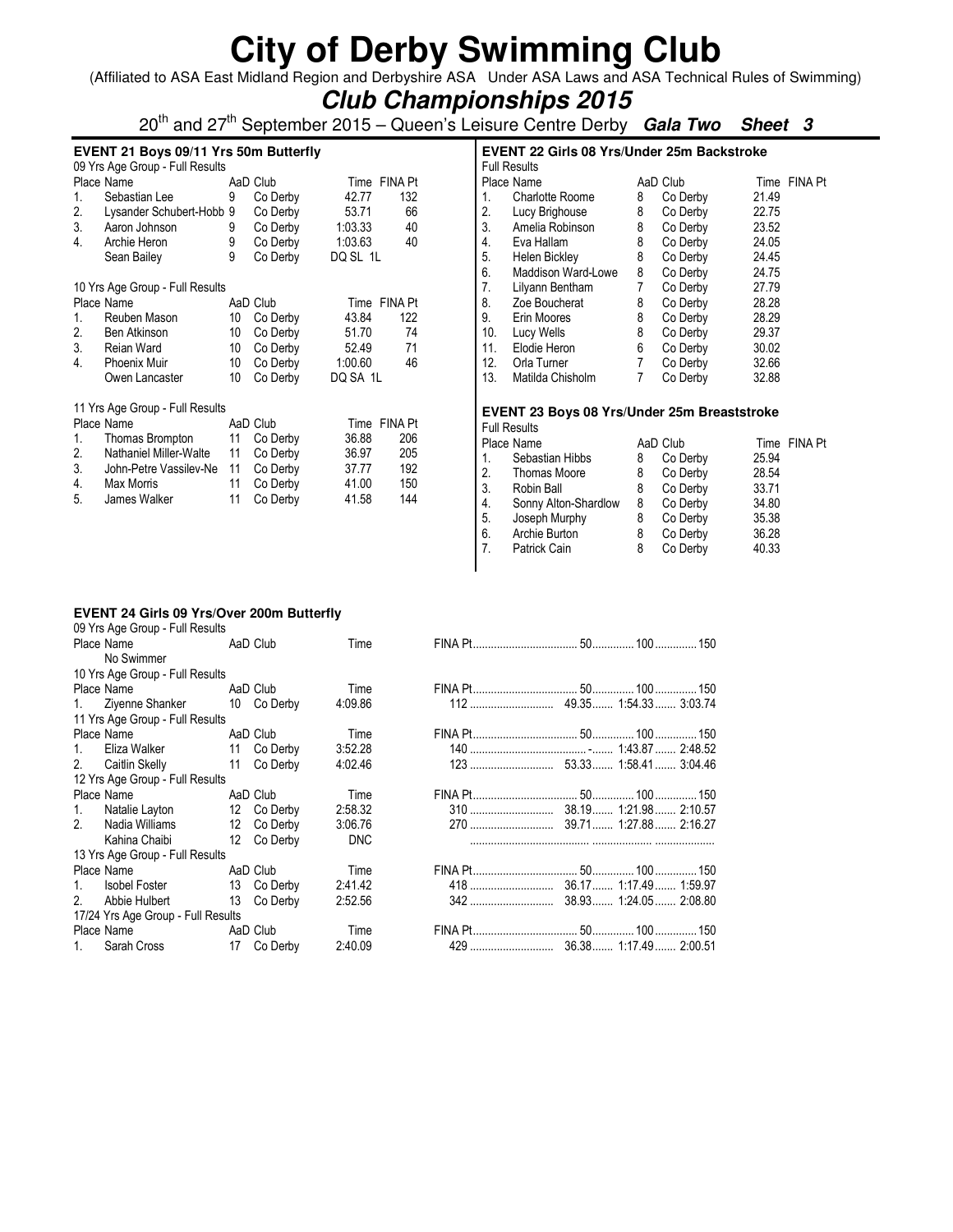# City of Derby Swimming Club

(Affiliated to ASA East Midland Region and Derbyshire ASA Under ASA Laws and ASA Technical Rules of Swimming)

## *Club Championships 2015*

20th and 27th September 2015 – Queen's Leisure Centre Derby ***Gala Two Sheet 3***

### EVENT 21 Boys 09/11 Yrs 50m Butterfly

09 Yrs Age Group - Full Results

| Place | Name | AaD | Club | Time | FINA Pt |
|---|---|---|---|---|---|
| 1. | Sebastian Lee | 9 | Co Derby | 42.77 | 132 |
| 2. | Lysander Schubert-Hobb | 9 | Co Derby | 53.71 | 66 |
| 3. | Aaron Johnson | 9 | Co Derby | 1:03.33 | 40 |
| 4. | Archie Heron | 9 | Co Derby | 1:03.63 | 40 |
| | Sean Bailey | 9 | Co Derby | DQ SL 1L | |

10 Yrs Age Group - Full Results

| Place | Name | AaD | Club | Time | FINA Pt |
|---|---|---|---|---|---|
| 1. | Reuben Mason | 10 | Co Derby | 43.84 | 122 |
| 2. | Ben Atkinson | 10 | Co Derby | 51.70 | 74 |
| 3. | Reian Ward | 10 | Co Derby | 52.49 | 71 |
| 4. | Phoenix Muir | 10 | Co Derby | 1:00.60 | 46 |
| | Owen Lancaster | 10 | Co Derby | DQ SA 1L | |

11 Yrs Age Group - Full Results

| Place | Name | AaD | Club | Time | FINA Pt |
|---|---|---|---|---|---|
| 1. | Thomas Brompton | 11 | Co Derby | 36.88 | 206 |
| 2. | Nathaniel Miller-Walte | 11 | Co Derby | 36.97 | 205 |
| 3. | John-Petre Vassilev-Ne | 11 | Co Derby | 37.77 | 192 |
| 4. | Max Morris | 11 | Co Derby | 41.00 | 150 |
| 5. | James Walker | 11 | Co Derby | 41.58 | 144 |

### EVENT 22 Girls 08 Yrs/Under 25m Backstroke

Full Results

| Place | Name | AaD | Club | Time | FINA Pt |
|---|---|---|---|---|---|
| 1. | Charlotte Roome | 8 | Co Derby | 21.49 | |
| 2. | Lucy Brighouse | 8 | Co Derby | 22.75 | |
| 3. | Amelia Robinson | 8 | Co Derby | 23.52 | |
| 4. | Eva Hallam | 8 | Co Derby | 24.05 | |
| 5. | Helen Bickley | 8 | Co Derby | 24.45 | |
| 6. | Maddison Ward-Lowe | 8 | Co Derby | 24.75 | |
| 7. | Lilyann Bentham | 7 | Co Derby | 27.79 | |
| 8. | Zoe Boucherat | 8 | Co Derby | 28.28 | |
| 9. | Erin Moores | 8 | Co Derby | 28.29 | |
| 10. | Lucy Wells | 8 | Co Derby | 29.37 | |
| 11. | Elodie Heron | 6 | Co Derby | 30.02 | |
| 12. | Orla Turner | 7 | Co Derby | 32.66 | |
| 13. | Matilda Chisholm | 7 | Co Derby | 32.88 | |

### EVENT 23 Boys 08 Yrs/Under 25m Breaststroke

Full Results

| Place | Name | AaD | Club | Time | FINA Pt |
|---|---|---|---|---|---|
| 1. | Sebastian Hibbs | 8 | Co Derby | 25.94 | |
| 2. | Thomas Moore | 8 | Co Derby | 28.54 | |
| 3. | Robin Ball | 8 | Co Derby | 33.71 | |
| 4. | Sonny Alton-Shardlow | 8 | Co Derby | 34.80 | |
| 5. | Joseph Murphy | 8 | Co Derby | 35.38 | |
| 6. | Archie Burton | 8 | Co Derby | 36.28 | |
| 7. | Patrick Cain | 8 | Co Derby | 40.33 | |

### EVENT 24 Girls 09 Yrs/Over 200m Butterfly

09 Yrs Age Group - Full Results

| Place | Name | AaD | Club | Time | FINA Pt | 50 | 100 | 150 |
|---|---|---|---|---|---|---|---|---|
| | No Swimmer | | | | | | | |

10 Yrs Age Group - Full Results

| Place | Name | AaD | Club | Time | FINA Pt | 50 | 100 | 150 |
|---|---|---|---|---|---|---|---|---|
| 1. | Ziyenne Shanker | 10 | Co Derby | 4:09.86 | 112 | 49.35 | 1:54.33 | 3:03.74 |

11 Yrs Age Group - Full Results

| Place | Name | AaD | Club | Time | FINA Pt | 50 | 100 | 150 |
|---|---|---|---|---|---|---|---|---|
| 1. | Eliza Walker | 11 | Co Derby | 3:52.28 | 140 | - | 1:43.87 | 2:48.52 |
| 2. | Caitlin Skelly | 11 | Co Derby | 4:02.46 | 123 | 53.33 | 1:58.41 | 3:04.46 |

12 Yrs Age Group - Full Results

| Place | Name | AaD | Club | Time | FINA Pt | 50 | 100 | 150 |
|---|---|---|---|---|---|---|---|---|
| 1. | Natalie Layton | 12 | Co Derby | 2:58.32 | 310 | 38.19 | 1:21.98 | 2:10.57 |
| 2. | Nadia Williams | 12 | Co Derby | 3:06.76 | 270 | 39.71 | 1:27.88 | 2:16.27 |
| | Kahina Chaibi | 12 | Co Derby | DNC | | | | |

13 Yrs Age Group - Full Results

| Place | Name | AaD | Club | Time | FINA Pt | 50 | 100 | 150 |
|---|---|---|---|---|---|---|---|---|
| 1. | Isobel Foster | 13 | Co Derby | 2:41.42 | 418 | 36.17 | 1:17.49 | 1:59.97 |
| 2. | Abbie Hulbert | 13 | Co Derby | 2:52.56 | 342 | 38.93 | 1:24.05 | 2:08.80 |

17/24 Yrs Age Group - Full Results

| Place | Name | AaD | Club | Time | FINA Pt | 50 | 100 | 150 |
|---|---|---|---|---|---|---|---|---|
| 1. | Sarah Cross | 17 | Co Derby | 2:40.09 | 429 | 36.38 | 1:17.49 | 2:00.51 |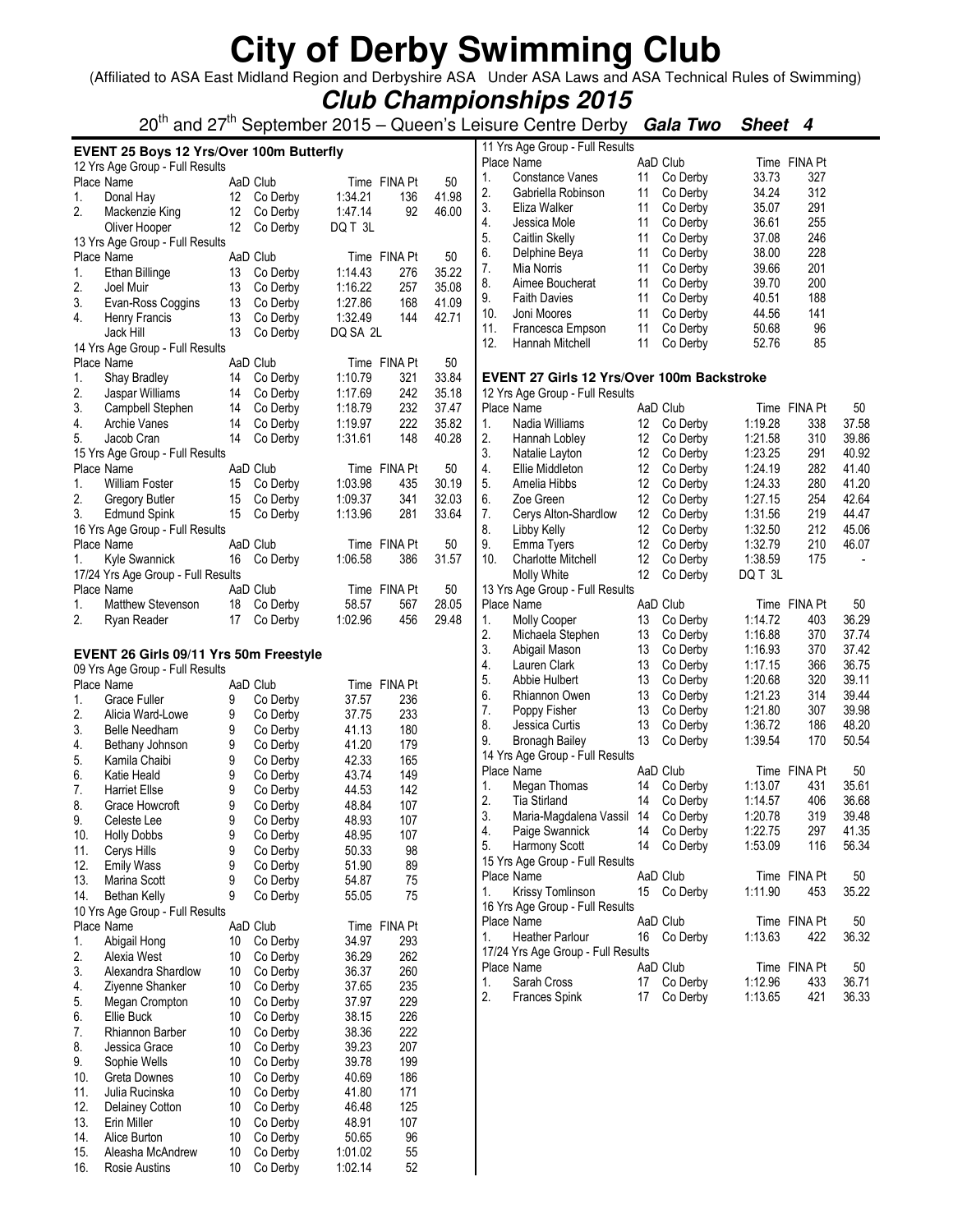# City of Derby Swimming Club

(Affiliated to ASA East Midland Region and Derbyshire ASA Under ASA Laws and ASA Technical Rules of Swimming)

## *Club Championships 2015*

20th and 27th September 2015 – Queen's Leisure Centre Derby ***Gala Two*** ***Sheet 4***

### EVENT 25 Boys 12 Yrs/Over 100m Butterfly

12 Yrs Age Group - Full Results

| Place | Name | AaD | Club | Time | FINA Pt | 50 |
|---|---|---|---|---|---|---|
| 1. | Donal Hay | 12 | Co Derby | 1:34.21 | 136 | 41.98 |
| 2. | Mackenzie King | 12 | Co Derby | 1:47.14 | 92 | 46.00 |
| | Oliver Hooper | 12 | Co Derby | DQ T 3L | | |

13 Yrs Age Group - Full Results

| Place | Name | AaD | Club | Time | FINA Pt | 50 |
|---|---|---|---|---|---|---|
| 1. | Ethan Billinge | 13 | Co Derby | 1:14.43 | 276 | 35.22 |
| 2. | Joel Muir | 13 | Co Derby | 1:16.22 | 257 | 35.08 |
| 3. | Evan-Ross Coggins | 13 | Co Derby | 1:27.86 | 168 | 41.09 |
| 4. | Henry Francis | 13 | Co Derby | 1:32.49 | 144 | 42.71 |
| | Jack Hill | 13 | Co Derby | DQ SA 2L | | |

14 Yrs Age Group - Full Results

| Place | Name | AaD | Club | Time | FINA Pt | 50 |
|---|---|---|---|---|---|---|
| 1. | Shay Bradley | 14 | Co Derby | 1:10.79 | 321 | 33.84 |
| 2. | Jaspar Williams | 14 | Co Derby | 1:17.69 | 242 | 35.18 |
| 3. | Campbell Stephen | 14 | Co Derby | 1:18.79 | 232 | 37.47 |
| 4. | Archie Vanes | 14 | Co Derby | 1:19.97 | 222 | 35.82 |
| 5. | Jacob Cran | 14 | Co Derby | 1:31.61 | 148 | 40.28 |

15 Yrs Age Group - Full Results

| Place | Name | AaD | Club | Time | FINA Pt | 50 |
|---|---|---|---|---|---|---|
| 1. | William Foster | 15 | Co Derby | 1:03.98 | 435 | 30.19 |
| 2. | Gregory Butler | 15 | Co Derby | 1:09.37 | 341 | 32.03 |
| 3. | Edmund Spink | 15 | Co Derby | 1:13.96 | 281 | 33.64 |

16 Yrs Age Group - Full Results

| Place | Name | AaD | Club | Time | FINA Pt | 50 |
|---|---|---|---|---|---|---|
| 1. | Kyle Swannick | 16 | Co Derby | 1:06.58 | 386 | 31.57 |

17/24 Yrs Age Group - Full Results

| Place | Name | AaD | Club | Time | FINA Pt | 50 |
|---|---|---|---|---|---|---|
| 1. | Matthew Stevenson | 18 | Co Derby | 58.57 | 567 | 28.05 |
| 2. | Ryan Reader | 17 | Co Derby | 1:02.96 | 456 | 29.48 |

### EVENT 26 Girls 09/11 Yrs 50m Freestyle

09 Yrs Age Group - Full Results

| Place | Name | AaD | Club | Time | FINA Pt |
|---|---|---|---|---|---|
| 1. | Grace Fuller | 9 | Co Derby | 37.57 | 236 |
| 2. | Alicia Ward-Lowe | 9 | Co Derby | 37.75 | 233 |
| 3. | Belle Needham | 9 | Co Derby | 41.13 | 180 |
| 4. | Bethany Johnson | 9 | Co Derby | 41.20 | 179 |
| 5. | Kamila Chaibi | 9 | Co Derby | 42.33 | 165 |
| 6. | Katie Heald | 9 | Co Derby | 43.74 | 149 |
| 7. | Harriet Ellse | 9 | Co Derby | 44.53 | 142 |
| 8. | Grace Howcroft | 9 | Co Derby | 48.84 | 107 |
| 9. | Celeste Lee | 9 | Co Derby | 48.93 | 107 |
| 10. | Holly Dobbs | 9 | Co Derby | 48.95 | 107 |
| 11. | Cerys Hills | 9 | Co Derby | 50.33 | 98 |
| 12. | Emily Wass | 9 | Co Derby | 51.90 | 89 |
| 13. | Marina Scott | 9 | Co Derby | 54.87 | 75 |
| 14. | Bethan Kelly | 9 | Co Derby | 55.05 | 75 |

10 Yrs Age Group - Full Results

| Place | Name | AaD | Club | Time | FINA Pt |
|---|---|---|---|---|---|
| 1. | Abigail Hong | 10 | Co Derby | 34.97 | 293 |
| 2. | Alexia West | 10 | Co Derby | 36.29 | 262 |
| 3. | Alexandra Shardlow | 10 | Co Derby | 36.37 | 260 |
| 4. | Ziyenne Shanker | 10 | Co Derby | 37.65 | 235 |
| 5. | Megan Crompton | 10 | Co Derby | 37.97 | 229 |
| 6. | Ellie Buck | 10 | Co Derby | 38.15 | 226 |
| 7. | Rhiannon Barber | 10 | Co Derby | 38.36 | 222 |
| 8. | Jessica Grace | 10 | Co Derby | 39.23 | 207 |
| 9. | Sophie Wells | 10 | Co Derby | 39.78 | 199 |
| 10. | Greta Downes | 10 | Co Derby | 40.69 | 186 |
| 11. | Julia Rucinska | 10 | Co Derby | 41.80 | 171 |
| 12. | Delainey Cotton | 10 | Co Derby | 46.48 | 125 |
| 13. | Erin Miller | 10 | Co Derby | 48.91 | 107 |
| 14. | Alice Burton | 10 | Co Derby | 50.65 | 96 |
| 15. | Aleasha McAndrew | 10 | Co Derby | 1:01.02 | 55 |
| 16. | Rosie Austins | 10 | Co Derby | 1:02.14 | 52 |

11 Yrs Age Group - Full Results

| Place | Name | AaD | Club | Time | FINA Pt |
|---|---|---|---|---|---|
| 1. | Constance Vanes | 11 | Co Derby | 33.73 | 327 |
| 2. | Gabriella Robinson | 11 | Co Derby | 34.24 | 312 |
| 3. | Eliza Walker | 11 | Co Derby | 35.07 | 291 |
| 4. | Jessica Mole | 11 | Co Derby | 36.61 | 255 |
| 5. | Caitlin Skelly | 11 | Co Derby | 37.08 | 246 |
| 6. | Delphine Beya | 11 | Co Derby | 38.00 | 228 |
| 7. | Mia Norris | 11 | Co Derby | 39.66 | 201 |
| 8. | Aimee Boucherat | 11 | Co Derby | 39.70 | 200 |
| 9. | Faith Davies | 11 | Co Derby | 40.51 | 188 |
| 10. | Joni Moores | 11 | Co Derby | 44.56 | 141 |
| 11. | Francesca Empson | 11 | Co Derby | 50.68 | 96 |
| 12. | Hannah Mitchell | 11 | Co Derby | 52.76 | 85 |

### EVENT 27 Girls 12 Yrs/Over 100m Backstroke

12 Yrs Age Group - Full Results

| Place | Name | AaD | Club | Time | FINA Pt | 50 |
|---|---|---|---|---|---|---|
| 1. | Nadia Williams | 12 | Co Derby | 1:19.28 | 338 | 37.58 |
| 2. | Hannah Lobley | 12 | Co Derby | 1:21.58 | 310 | 39.86 |
| 3. | Natalie Layton | 12 | Co Derby | 1:23.25 | 291 | 40.92 |
| 4. | Ellie Middleton | 12 | Co Derby | 1:24.19 | 282 | 41.40 |
| 5. | Amelia Hibbs | 12 | Co Derby | 1:24.33 | 280 | 41.20 |
| 6. | Zoe Green | 12 | Co Derby | 1:27.15 | 254 | 42.64 |
| 7. | Cerys Alton-Shardlow | 12 | Co Derby | 1:31.56 | 219 | 44.47 |
| 8. | Libby Kelly | 12 | Co Derby | 1:32.50 | 212 | 45.06 |
| 9. | Emma Tyers | 12 | Co Derby | 1:32.79 | 210 | 46.07 |
| 10. | Charlotte Mitchell | 12 | Co Derby | 1:38.59 | 175 | - |
| | Molly White | 12 | Co Derby | DQ T 3L | | |

13 Yrs Age Group - Full Results

| Place | Name | AaD | Club | Time | FINA Pt | 50 |
|---|---|---|---|---|---|---|
| 1. | Molly Cooper | 13 | Co Derby | 1:14.72 | 403 | 36.29 |
| 2. | Michaela Stephen | 13 | Co Derby | 1:16.88 | 370 | 37.74 |
| 3. | Abigail Mason | 13 | Co Derby | 1:16.93 | 370 | 37.42 |
| 4. | Lauren Clark | 13 | Co Derby | 1:17.15 | 366 | 36.75 |
| 5. | Abbie Hulbert | 13 | Co Derby | 1:20.68 | 320 | 39.11 |
| 6. | Rhiannon Owen | 13 | Co Derby | 1:21.23 | 314 | 39.44 |
| 7. | Poppy Fisher | 13 | Co Derby | 1:21.80 | 307 | 39.98 |
| 8. | Jessica Curtis | 13 | Co Derby | 1:36.72 | 186 | 48.20 |
| 9. | Bronagh Bailey | 13 | Co Derby | 1:39.54 | 170 | 50.54 |

14 Yrs Age Group - Full Results

| Place | Name | AaD | Club | Time | FINA Pt | 50 |
|---|---|---|---|---|---|---|
| 1. | Megan Thomas | 14 | Co Derby | 1:13.07 | 431 | 35.61 |
| 2. | Tia Stirland | 14 | Co Derby | 1:14.57 | 406 | 36.68 |
| 3. | Maria-Magdalena Vassil | 14 | Co Derby | 1:20.78 | 319 | 39.48 |
| 4. | Paige Swannick | 14 | Co Derby | 1:22.75 | 297 | 41.35 |
| 5. | Harmony Scott | 14 | Co Derby | 1:53.09 | 116 | 56.34 |

15 Yrs Age Group - Full Results

| Place | Name | AaD | Club | Time | FINA Pt | 50 |
|---|---|---|---|---|---|---|
| 1. | Krissy Tomlinson | 15 | Co Derby | 1:11.90 | 453 | 35.22 |

16 Yrs Age Group - Full Results

| Place | Name | AaD | Club | Time | FINA Pt | 50 |
|---|---|---|---|---|---|---|
| 1. | Heather Parlour | 16 | Co Derby | 1:13.63 | 422 | 36.32 |

17/24 Yrs Age Group - Full Results

| Place | Name | AaD | Club | Time | FINA Pt | 50 |
|---|---|---|---|---|---|---|
| 1. | Sarah Cross | 17 | Co Derby | 1:12.96 | 433 | 36.71 |
| 2. | Frances Spink | 17 | Co Derby | 1:13.65 | 421 | 36.33 |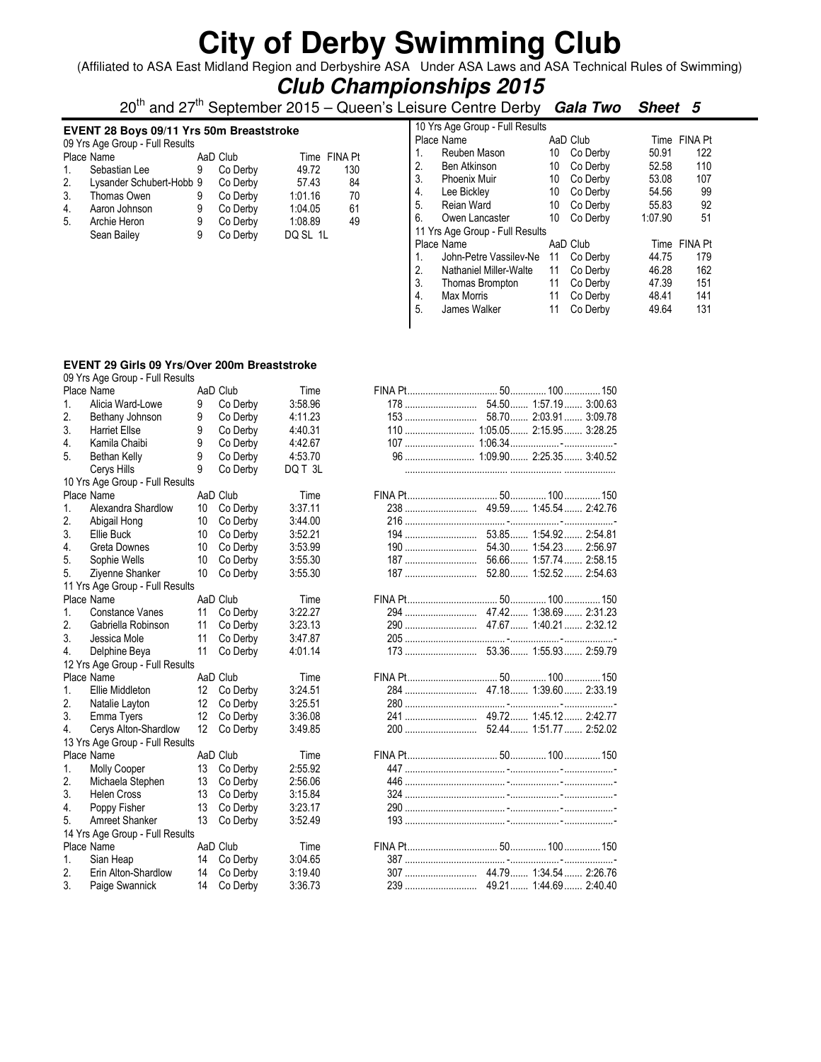# City of Derby Swimming Club

(Affiliated to ASA East Midland Region and Derbyshire ASA Under ASA Laws and ASA Technical Rules of Swimming)

## *Club Championships 2015*

20th and 27th September 2015 – Queen's Leisure Centre Derby ***Gala Two*** ***Sheet 5***

### EVENT 28 Boys 09/11 Yrs 50m Breaststroke

09 Yrs Age Group - Full Results

| Place | Name | AaD | Club | Time | FINA Pt |
|---|---|---|---|---|---|
| 1. | Sebastian Lee | 9 | Co Derby | 49.72 | 130 |
| 2. | Lysander Schubert-Hobb | 9 | Co Derby | 57.43 | 84 |
| 3. | Thomas Owen | 9 | Co Derby | 1:01.16 | 70 |
| 4. | Aaron Johnson | 9 | Co Derby | 1:04.05 | 61 |
| 5. | Archie Heron | 9 | Co Derby | 1:08.89 | 49 |
| | Sean Bailey | 9 | Co Derby | DQ SL 1L | |

10 Yrs Age Group - Full Results

| Place | Name | AaD | Club | Time | FINA Pt |
|---|---|---|---|---|---|
| 1. | Reuben Mason | 10 | Co Derby | 50.91 | 122 |
| 2. | Ben Atkinson | 10 | Co Derby | 52.58 | 110 |
| 3. | Phoenix Muir | 10 | Co Derby | 53.08 | 107 |
| 4. | Lee Bickley | 10 | Co Derby | 54.56 | 99 |
| 5. | Reian Ward | 10 | Co Derby | 55.83 | 92 |
| 6. | Owen Lancaster | 10 | Co Derby | 1:07.90 | 51 |

11 Yrs Age Group - Full Results

| Place | Name | AaD | Club | Time | FINA Pt |
|---|---|---|---|---|---|
| 1. | John-Petre Vassilev-Ne | 11 | Co Derby | 44.75 | 179 |
| 2. | Nathaniel Miller-Walte | 11 | Co Derby | 46.28 | 162 |
| 3. | Thomas Brompton | 11 | Co Derby | 47.39 | 151 |
| 4. | Max Morris | 11 | Co Derby | 48.41 | 141 |
| 5. | James Walker | 11 | Co Derby | 49.64 | 131 |

### EVENT 29 Girls 09 Yrs/Over 200m Breaststroke

09 Yrs Age Group - Full Results

| Place | Name | AaD | Club | Time | FINA Pt | 50 | 100 | 150 |
|---|---|---|---|---|---|---|---|---|
| 1. | Alicia Ward-Lowe | 9 | Co Derby | 3:58.96 | 178 | 54.50 | 1:57.19 | 3:00.63 |
| 2. | Bethany Johnson | 9 | Co Derby | 4:11.23 | 153 | 58.70 | 2:03.91 | 3:09.78 |
| 3. | Harriet Ellse | 9 | Co Derby | 4:40.31 | 110 | 1:05.05 | 2:15.95 | 3:28.25 |
| 4. | Kamila Chaibi | 9 | Co Derby | 4:42.67 | 107 | 1:06.34 | - | - |
| 5. | Bethan Kelly | 9 | Co Derby | 4:53.70 | 96 | 1:09.90 | 2:25.35 | 3:40.52 |
| | Cerys Hills | 9 | Co Derby | DQ T 3L | | | | |

10 Yrs Age Group - Full Results

| Place | Name | AaD | Club | Time | FINA Pt | 50 | 100 | 150 |
|---|---|---|---|---|---|---|---|---|
| 1. | Alexandra Shardlow | 10 | Co Derby | 3:37.11 | 238 | 49.59 | 1:45.54 | 2:42.76 |
| 2. | Abigail Hong | 10 | Co Derby | 3:44.00 | 216 | - | - | - |
| 3. | Ellie Buck | 10 | Co Derby | 3:52.21 | 194 | 53.85 | 1:54.92 | 2:54.81 |
| 4. | Greta Downes | 10 | Co Derby | 3:53.99 | 190 | 54.30 | 1:54.23 | 2:56.97 |
| 5. | Sophie Wells | 10 | Co Derby | 3:55.30 | 187 | 56.66 | 1:57.74 | 2:58.15 |
| 5. | Ziyenne Shanker | 10 | Co Derby | 3:55.30 | 187 | 52.80 | 1:52.52 | 2:54.63 |

11 Yrs Age Group - Full Results

| Place | Name | AaD | Club | Time | FINA Pt | 50 | 100 | 150 |
|---|---|---|---|---|---|---|---|---|
| 1. | Constance Vanes | 11 | Co Derby | 3:22.27 | 294 | 47.42 | 1:38.69 | 2:31.23 |
| 2. | Gabriella Robinson | 11 | Co Derby | 3:23.13 | 290 | 47.67 | 1:40.21 | 2:32.12 |
| 3. | Jessica Mole | 11 | Co Derby | 3:47.87 | 205 | - | - | - |
| 4. | Delphine Beya | 11 | Co Derby | 4:01.14 | 173 | 53.36 | 1:55.93 | 2:59.79 |

12 Yrs Age Group - Full Results

| Place | Name | AaD | Club | Time | FINA Pt | 50 | 100 | 150 |
|---|---|---|---|---|---|---|---|---|
| 1. | Ellie Middleton | 12 | Co Derby | 3:24.51 | 284 | 47.18 | 1:39.60 | 2:33.19 |
| 2. | Natalie Layton | 12 | Co Derby | 3:25.51 | 280 | - | - | - |
| 3. | Emma Tyers | 12 | Co Derby | 3:36.08 | 241 | 49.72 | 1:45.12 | 2:42.77 |
| 4. | Cerys Alton-Shardlow | 12 | Co Derby | 3:49.85 | 200 | 52.44 | 1:51.77 | 2:52.02 |

13 Yrs Age Group - Full Results

| Place | Name | AaD | Club | Time | FINA Pt | 50 | 100 | 150 |
|---|---|---|---|---|---|---|---|---|
| 1. | Molly Cooper | 13 | Co Derby | 2:55.92 | 447 | - | - | - |
| 2. | Michaela Stephen | 13 | Co Derby | 2:56.06 | 446 | - | - | - |
| 3. | Helen Cross | 13 | Co Derby | 3:15.84 | 324 | - | - | - |
| 4. | Poppy Fisher | 13 | Co Derby | 3:23.17 | 290 | - | - | - |
| 5. | Amreet Shanker | 13 | Co Derby | 3:52.49 | 193 | - | - | - |

14 Yrs Age Group - Full Results

| Place | Name | AaD | Club | Time | FINA Pt | 50 | 100 | 150 |
|---|---|---|---|---|---|---|---|---|
| 1. | Sian Heap | 14 | Co Derby | 3:04.65 | 387 | - | - | - |
| 2. | Erin Alton-Shardlow | 14 | Co Derby | 3:19.40 | 307 | 44.79 | 1:34.54 | 2:26.76 |
| 3. | Paige Swannick | 14 | Co Derby | 3:36.73 | 239 | 49.21 | 1:44.69 | 2:40.40 |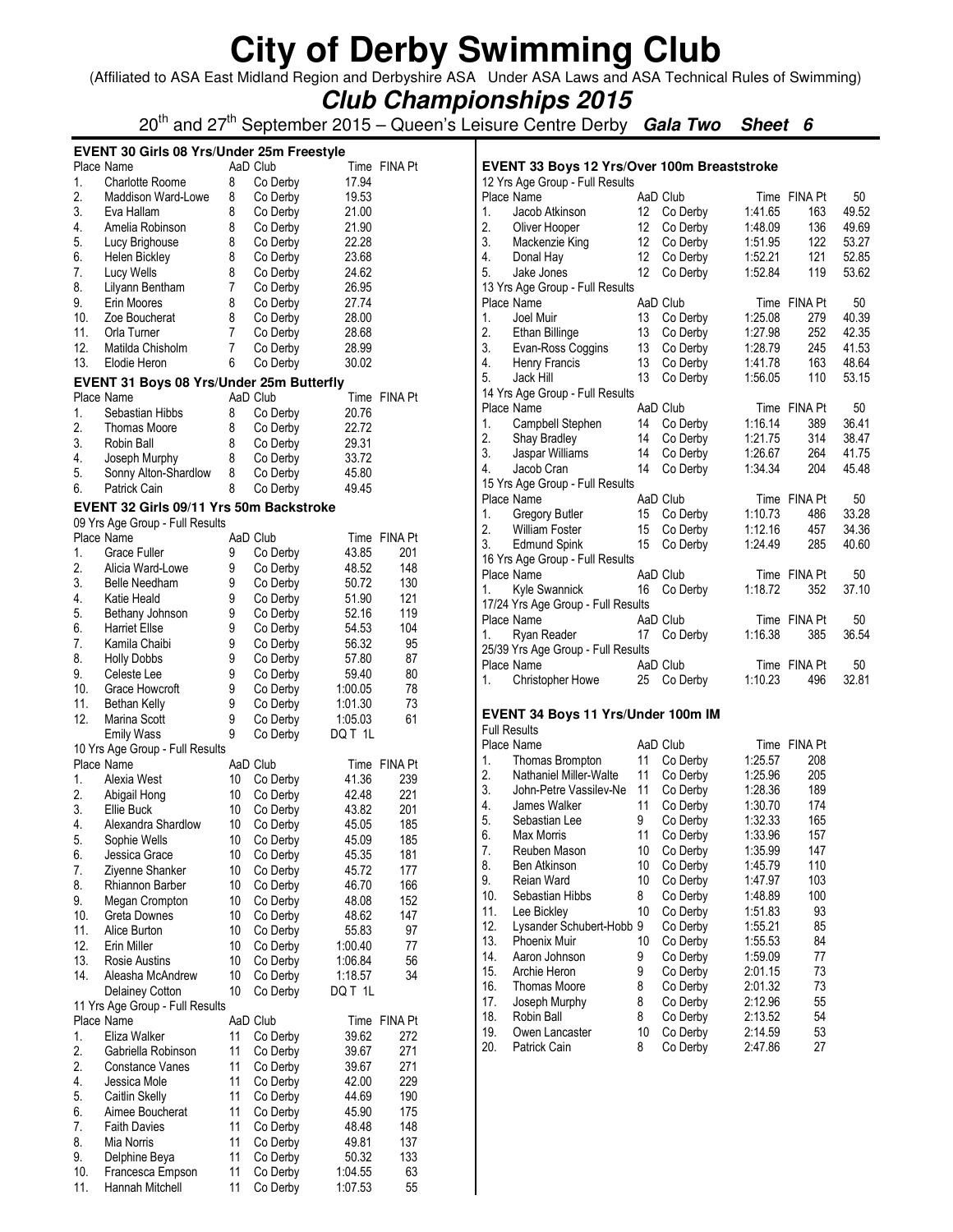# City of Derby Swimming Club

(Affiliated to ASA East Midland Region and Derbyshire ASA Under ASA Laws and ASA Technical Rules of Swimming)

## *Club Championships 2015*

20th and 27th September 2015 – Queen's Leisure Centre Derby ***Gala Two Sheet 6***

### EVENT 30 Girls 08 Yrs/Under 25m Freestyle

| Place | Name | AaD | Club | Time | FINA Pt |
|---|---|---|---|---|---|
| 1. | Charlotte Roome | 8 | Co Derby | 17.94 | |
| 2. | Maddison Ward-Lowe | 8 | Co Derby | 19.53 | |
| 3. | Eva Hallam | 8 | Co Derby | 21.00 | |
| 4. | Amelia Robinson | 8 | Co Derby | 21.90 | |
| 5. | Lucy Brighouse | 8 | Co Derby | 22.28 | |
| 6. | Helen Bickley | 8 | Co Derby | 23.68 | |
| 7. | Lucy Wells | 8 | Co Derby | 24.62 | |
| 8. | Lilyann Bentham | 7 | Co Derby | 26.95 | |
| 9. | Erin Moores | 8 | Co Derby | 27.74 | |
| 10. | Zoe Boucherat | 8 | Co Derby | 28.00 | |
| 11. | Orla Turner | 7 | Co Derby | 28.68 | |
| 12. | Matilda Chisholm | 7 | Co Derby | 28.99 | |
| 13. | Elodie Heron | 6 | Co Derby | 30.02 | |

### EVENT 31 Boys 08 Yrs/Under 25m Butterfly

| Place | Name | AaD | Club | Time | FINA Pt |
|---|---|---|---|---|---|
| 1. | Sebastian Hibbs | 8 | Co Derby | 20.76 | |
| 2. | Thomas Moore | 8 | Co Derby | 22.72 | |
| 3. | Robin Ball | 8 | Co Derby | 29.31 | |
| 4. | Joseph Murphy | 8 | Co Derby | 33.72 | |
| 5. | Sonny Alton-Shardlow | 8 | Co Derby | 45.80 | |
| 6. | Patrick Cain | 8 | Co Derby | 49.45 | |

### EVENT 32 Girls 09/11 Yrs 50m Backstroke

09 Yrs Age Group - Full Results

| Place | Name | AaD | Club | Time | FINA Pt |
|---|---|---|---|---|---|
| 1. | Grace Fuller | 9 | Co Derby | 43.85 | 201 |
| 2. | Alicia Ward-Lowe | 9 | Co Derby | 48.52 | 148 |
| 3. | Belle Needham | 9 | Co Derby | 50.72 | 130 |
| 4. | Katie Heald | 9 | Co Derby | 51.90 | 121 |
| 5. | Bethany Johnson | 9 | Co Derby | 52.16 | 119 |
| 6. | Harriet Ellse | 9 | Co Derby | 54.53 | 104 |
| 7. | Kamila Chaibi | 9 | Co Derby | 56.32 | 95 |
| 8. | Holly Dobbs | 9 | Co Derby | 57.80 | 87 |
| 9. | Celeste Lee | 9 | Co Derby | 59.40 | 80 |
| 10. | Grace Howcroft | 9 | Co Derby | 1:00.05 | 78 |
| 11. | Bethan Kelly | 9 | Co Derby | 1:01.30 | 73 |
| 12. | Marina Scott | 9 | Co Derby | 1:05.03 | 61 |
| | Emily Wass | 9 | Co Derby | DQ T 1L | |

10 Yrs Age Group - Full Results

| Place | Name | AaD | Club | Time | FINA Pt |
|---|---|---|---|---|---|
| 1. | Alexia West | 10 | Co Derby | 41.36 | 239 |
| 2. | Abigail Hong | 10 | Co Derby | 42.48 | 221 |
| 3. | Ellie Buck | 10 | Co Derby | 43.82 | 201 |
| 4. | Alexandra Shardlow | 10 | Co Derby | 45.05 | 185 |
| 5. | Sophie Wells | 10 | Co Derby | 45.09 | 185 |
| 6. | Jessica Grace | 10 | Co Derby | 45.35 | 181 |
| 7. | Ziyenne Shanker | 10 | Co Derby | 45.72 | 177 |
| 8. | Rhiannon Barber | 10 | Co Derby | 46.70 | 166 |
| 9. | Megan Crompton | 10 | Co Derby | 48.08 | 152 |
| 10. | Greta Downes | 10 | Co Derby | 48.62 | 147 |
| 11. | Alice Burton | 10 | Co Derby | 55.83 | 97 |
| 12. | Erin Miller | 10 | Co Derby | 1:00.40 | 77 |
| 13. | Rosie Austins | 10 | Co Derby | 1:06.84 | 56 |
| 14. | Aleasha McAndrew | 10 | Co Derby | 1:18.57 | 34 |
| | Delainey Cotton | 10 | Co Derby | DQ T 1L | |

11 Yrs Age Group - Full Results

| Place | Name | AaD | Club | Time | FINA Pt |
|---|---|---|---|---|---|
| 1. | Eliza Walker | 11 | Co Derby | 39.62 | 272 |
| 2. | Gabriella Robinson | 11 | Co Derby | 39.67 | 271 |
| 2. | Constance Vanes | 11 | Co Derby | 39.67 | 271 |
| 4. | Jessica Mole | 11 | Co Derby | 42.00 | 229 |
| 5. | Caitlin Skelly | 11 | Co Derby | 44.69 | 190 |
| 6. | Aimee Boucherat | 11 | Co Derby | 45.90 | 175 |
| 7. | Faith Davies | 11 | Co Derby | 48.48 | 148 |
| 8. | Mia Norris | 11 | Co Derby | 49.81 | 137 |
| 9. | Delphine Beya | 11 | Co Derby | 50.32 | 133 |
| 10. | Francesca Empson | 11 | Co Derby | 1:04.55 | 63 |
| 11. | Hannah Mitchell | 11 | Co Derby | 1:07.53 | 55 |

### EVENT 33 Boys 12 Yrs/Over 100m Breaststroke

12 Yrs Age Group - Full Results

| Place | Name | AaD | Club | Time | FINA Pt | 50 |
|---|---|---|---|---|---|---|
| 1. | Jacob Atkinson | 12 | Co Derby | 1:41.65 | 163 | 49.52 |
| 2. | Oliver Hooper | 12 | Co Derby | 1:48.09 | 136 | 49.69 |
| 3. | Mackenzie King | 12 | Co Derby | 1:51.95 | 122 | 53.27 |
| 4. | Donal Hay | 12 | Co Derby | 1:52.21 | 121 | 52.85 |
| 5. | Jake Jones | 12 | Co Derby | 1:52.84 | 119 | 53.62 |

13 Yrs Age Group - Full Results

| Place | Name | AaD | Club | Time | FINA Pt | 50 |
|---|---|---|---|---|---|---|
| 1. | Joel Muir | 13 | Co Derby | 1:25.08 | 279 | 40.39 |
| 2. | Ethan Billinge | 13 | Co Derby | 1:27.98 | 252 | 42.35 |
| 3. | Evan-Ross Coggins | 13 | Co Derby | 1:28.79 | 245 | 41.53 |
| 4. | Henry Francis | 13 | Co Derby | 1:41.78 | 163 | 48.64 |
| 5. | Jack Hill | 13 | Co Derby | 1:56.05 | 110 | 53.15 |

14 Yrs Age Group - Full Results

| Place | Name | AaD | Club | Time | FINA Pt | 50 |
|---|---|---|---|---|---|---|
| 1. | Campbell Stephen | 14 | Co Derby | 1:16.14 | 389 | 36.41 |
| 2. | Shay Bradley | 14 | Co Derby | 1:21.75 | 314 | 38.47 |
| 3. | Jaspar Williams | 14 | Co Derby | 1:26.67 | 264 | 41.75 |
| 4. | Jacob Cran | 14 | Co Derby | 1:34.34 | 204 | 45.48 |

15 Yrs Age Group - Full Results

| Place | Name | AaD | Club | Time | FINA Pt | 50 |
|---|---|---|---|---|---|---|
| 1. | Gregory Butler | 15 | Co Derby | 1:10.73 | 486 | 33.28 |
| 2. | William Foster | 15 | Co Derby | 1:12.16 | 457 | 34.36 |
| 3. | Edmund Spink | 15 | Co Derby | 1:24.49 | 285 | 40.60 |

16 Yrs Age Group - Full Results

| Place | Name | AaD | Club | Time | FINA Pt | 50 |
|---|---|---|---|---|---|---|
| 1. | Kyle Swannick | 16 | Co Derby | 1:18.72 | 352 | 37.10 |

17/24 Yrs Age Group - Full Results

| Place | Name | AaD | Club | Time | FINA Pt | 50 |
|---|---|---|---|---|---|---|
| 1. | Ryan Reader | 17 | Co Derby | 1:16.38 | 385 | 36.54 |

25/39 Yrs Age Group - Full Results

| Place | Name | AaD | Club | Time | FINA Pt | 50 |
|---|---|---|---|---|---|---|
| 1. | Christopher Howe | 25 | Co Derby | 1:10.23 | 496 | 32.81 |

### EVENT 34 Boys 11 Yrs/Under 100m IM

Full Results

| Place | Name | AaD | Club | Time | FINA Pt |
|---|---|---|---|---|---|
| 1. | Thomas Brompton | 11 | Co Derby | 1:25.57 | 208 |
| 2. | Nathaniel Miller-Walte | 11 | Co Derby | 1:25.96 | 205 |
| 3. | John-Petre Vassilev-Ne | 11 | Co Derby | 1:28.36 | 189 |
| 4. | James Walker | 11 | Co Derby | 1:30.70 | 174 |
| 5. | Sebastian Lee | 9 | Co Derby | 1:32.33 | 165 |
| 6. | Max Morris | 11 | Co Derby | 1:33.96 | 157 |
| 7. | Reuben Mason | 10 | Co Derby | 1:35.99 | 147 |
| 8. | Ben Atkinson | 10 | Co Derby | 1:45.79 | 110 |
| 9. | Reian Ward | 10 | Co Derby | 1:47.97 | 103 |
| 10. | Sebastian Hibbs | 8 | Co Derby | 1:48.89 | 100 |
| 11. | Lee Bickley | 10 | Co Derby | 1:51.83 | 93 |
| 12. | Lysander Schubert-Hobb | 9 | Co Derby | 1:55.21 | 85 |
| 13. | Phoenix Muir | 10 | Co Derby | 1:55.53 | 84 |
| 14. | Aaron Johnson | 9 | Co Derby | 1:59.09 | 77 |
| 15. | Archie Heron | 9 | Co Derby | 2:01.15 | 73 |
| 16. | Thomas Moore | 8 | Co Derby | 2:01.32 | 73 |
| 17. | Joseph Murphy | 8 | Co Derby | 2:12.96 | 55 |
| 18. | Robin Ball | 8 | Co Derby | 2:13.52 | 54 |
| 19. | Owen Lancaster | 10 | Co Derby | 2:14.59 | 53 |
| 20. | Patrick Cain | 8 | Co Derby | 2:47.86 | 27 |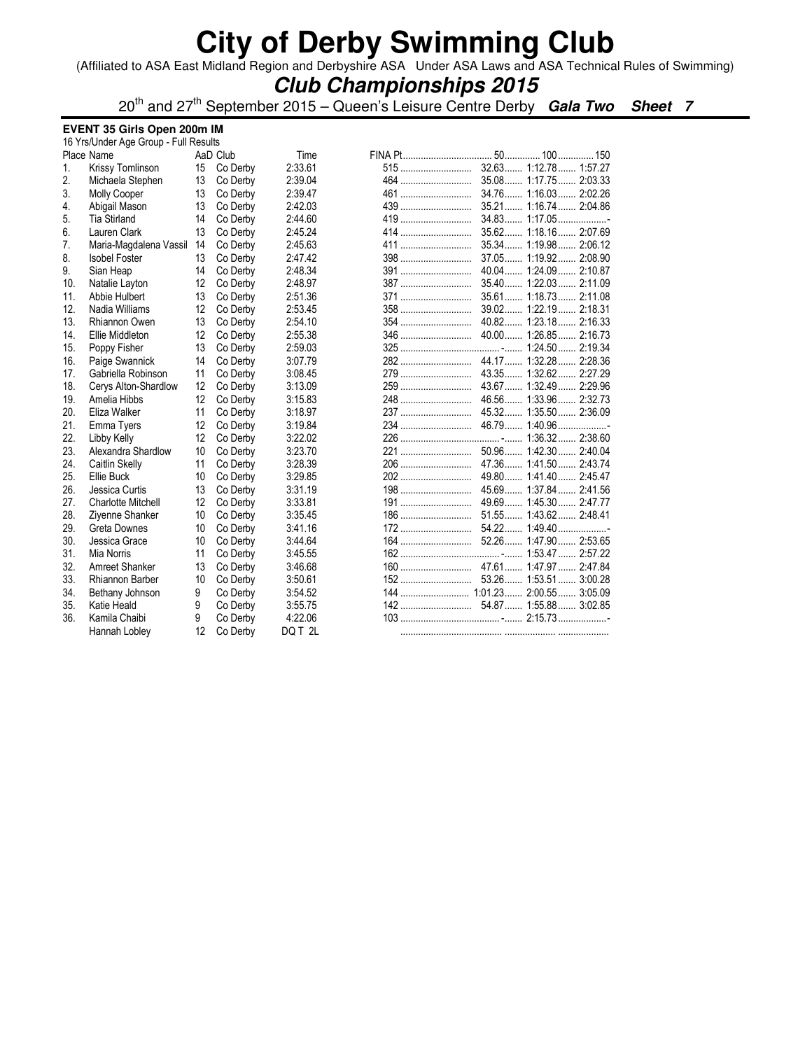# City of Derby Swimming Club

(Affiliated to ASA East Midland Region and Derbyshire ASA Under ASA Laws and ASA Technical Rules of Swimming)

## *Club Championships 2015*

20th and 27th September 2015 – Queen's Leisure Centre Derby ***Gala Two Sheet 7***

**EVENT 35 Girls Open 200m IM**

16 Yrs/Under Age Group - Full Results

| Place | Name | AaD | Club | Time | FINA Pt | 50 | 100 | 150 |
|---|---|---|---|---|---|---|---|---|
| 1. | Krissy Tomlinson | 15 | Co Derby | 2:33.61 | 515 | 32.63 | 1:12.78 | 1:57.27 |
| 2. | Michaela Stephen | 13 | Co Derby | 2:39.04 | 464 | 35.08 | 1:17.75 | 2:03.33 |
| 3. | Molly Cooper | 13 | Co Derby | 2:39.47 | 461 | 34.76 | 1:16.03 | 2:02.26 |
| 4. | Abigail Mason | 13 | Co Derby | 2:42.03 | 439 | 35.21 | 1:16.74 | 2:04.86 |
| 5. | Tia Stirland | 14 | Co Derby | 2:44.60 | 419 | 34.83 | 1:17.05 | - |
| 6. | Lauren Clark | 13 | Co Derby | 2:45.24 | 414 | 35.62 | 1:18.16 | 2:07.69 |
| 7. | Maria-Magdalena Vassil | 14 | Co Derby | 2:45.63 | 411 | 35.34 | 1:19.98 | 2:06.12 |
| 8. | Isobel Foster | 13 | Co Derby | 2:47.42 | 398 | 37.05 | 1:19.92 | 2:08.90 |
| 9. | Sian Heap | 14 | Co Derby | 2:48.34 | 391 | 40.04 | 1:24.09 | 2:10.87 |
| 10. | Natalie Layton | 12 | Co Derby | 2:48.97 | 387 | 35.40 | 1:22.03 | 2:11.09 |
| 11. | Abbie Hulbert | 13 | Co Derby | 2:51.36 | 371 | 35.61 | 1:18.73 | 2:11.08 |
| 12. | Nadia Williams | 12 | Co Derby | 2:53.45 | 358 | 39.02 | 1:22.19 | 2:18.31 |
| 13. | Rhiannon Owen | 13 | Co Derby | 2:54.10 | 354 | 40.82 | 1:23.18 | 2:16.33 |
| 14. | Ellie Middleton | 12 | Co Derby | 2:55.38 | 346 | 40.00 | 1:26.85 | 2:16.73 |
| 15. | Poppy Fisher | 13 | Co Derby | 2:59.03 | 325 | - | 1:24.50 | 2:19.34 |
| 16. | Paige Swannick | 14 | Co Derby | 3:07.79 | 282 | 44.17 | 1:32.28 | 2:28.36 |
| 17. | Gabriella Robinson | 11 | Co Derby | 3:08.45 | 279 | 43.35 | 1:32.62 | 2:27.29 |
| 18. | Cerys Alton-Shardlow | 12 | Co Derby | 3:13.09 | 259 | 43.67 | 1:32.49 | 2:29.96 |
| 19. | Amelia Hibbs | 12 | Co Derby | 3:15.83 | 248 | 46.56 | 1:33.96 | 2:32.73 |
| 20. | Eliza Walker | 11 | Co Derby | 3:18.97 | 237 | 45.32 | 1:35.50 | 2:36.09 |
| 21. | Emma Tyers | 12 | Co Derby | 3:19.84 | 234 | 46.79 | 1:40.96 | - |
| 22. | Libby Kelly | 12 | Co Derby | 3:22.02 | 226 | - | 1:36.32 | 2:38.60 |
| 23. | Alexandra Shardlow | 10 | Co Derby | 3:23.70 | 221 | 50.96 | 1:42.30 | 2:40.04 |
| 24. | Caitlin Skelly | 11 | Co Derby | 3:28.39 | 206 | 47.36 | 1:41.50 | 2:43.74 |
| 25. | Ellie Buck | 10 | Co Derby | 3:29.85 | 202 | 49.80 | 1:41.40 | 2:45.47 |
| 26. | Jessica Curtis | 13 | Co Derby | 3:31.19 | 198 | 45.69 | 1:37.84 | 2:41.56 |
| 27. | Charlotte Mitchell | 12 | Co Derby | 3:33.81 | 191 | 49.69 | 1:45.30 | 2:47.77 |
| 28. | Ziyenne Shanker | 10 | Co Derby | 3:35.45 | 186 | 51.55 | 1:43.62 | 2:48.41 |
| 29. | Greta Downes | 10 | Co Derby | 3:41.16 | 172 | 54.22 | 1:49.40 | - |
| 30. | Jessica Grace | 10 | Co Derby | 3:44.64 | 164 | 52.26 | 1:47.90 | 2:53.65 |
| 31. | Mia Norris | 11 | Co Derby | 3:45.55 | 162 | - | 1:53.47 | 2:57.22 |
| 32. | Amreet Shanker | 13 | Co Derby | 3:46.68 | 160 | 47.61 | 1:47.97 | 2:47.84 |
| 33. | Rhiannon Barber | 10 | Co Derby | 3:50.61 | 152 | 53.26 | 1:53.51 | 3:00.28 |
| 34. | Bethany Johnson | 9 | Co Derby | 3:54.52 | 144 | 1:01.23 | 2:00.55 | 3:05.09 |
| 35. | Katie Heald | 9 | Co Derby | 3:55.75 | 142 | 54.87 | 1:55.88 | 3:02.85 |
| 36. | Kamila Chaibi | 9 | Co Derby | 4:22.06 | 103 | - | 2:15.73 | - |
| | Hannah Lobley | 12 | Co Derby | DQ T 2L | | | | |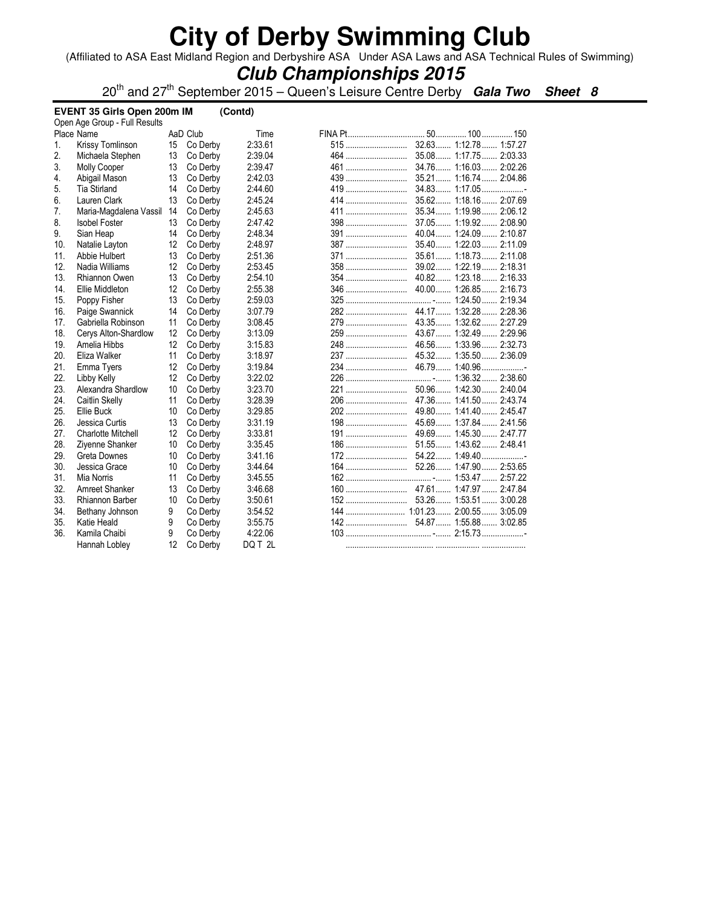# City of Derby Swimming Club

(Affiliated to ASA East Midland Region and Derbyshire ASA Under ASA Laws and ASA Technical Rules of Swimming)

## *Club Championships 2015*

20th and 27th September 2015 – Queen's Leisure Centre Derby ***Gala Two Sheet 8***

**EVENT 35 Girls Open 200m IM (Contd)**

Open Age Group - Full Results

| Place | Name | AaD | Club | Time | FINA Pt | 50 | 100 | 150 |
|---|---|---|---|---|---|---|---|---|
| 1. | Krissy Tomlinson | 15 | Co Derby | 2:33.61 | 515 | 32.63 | 1:12.78 | 1:57.27 |
| 2. | Michaela Stephen | 13 | Co Derby | 2:39.04 | 464 | 35.08 | 1:17.75 | 2:03.33 |
| 3. | Molly Cooper | 13 | Co Derby | 2:39.47 | 461 | 34.76 | 1:16.03 | 2:02.26 |
| 4. | Abigail Mason | 13 | Co Derby | 2:42.03 | 439 | 35.21 | 1:16.74 | 2:04.86 |
| 5. | Tia Stirland | 14 | Co Derby | 2:44.60 | 419 | 34.83 | 1:17.05 | - |
| 6. | Lauren Clark | 13 | Co Derby | 2:45.24 | 414 | 35.62 | 1:18.16 | 2:07.69 |
| 7. | Maria-Magdalena Vassil | 14 | Co Derby | 2:45.63 | 411 | 35.34 | 1:19.98 | 2:06.12 |
| 8. | Isobel Foster | 13 | Co Derby | 2:47.42 | 398 | 37.05 | 1:19.92 | 2:08.90 |
| 9. | Sian Heap | 14 | Co Derby | 2:48.34 | 391 | 40.04 | 1:24.09 | 2:10.87 |
| 10. | Natalie Layton | 12 | Co Derby | 2:48.97 | 387 | 35.40 | 1:22.03 | 2:11.09 |
| 11. | Abbie Hulbert | 13 | Co Derby | 2:51.36 | 371 | 35.61 | 1:18.73 | 2:11.08 |
| 12. | Nadia Williams | 12 | Co Derby | 2:53.45 | 358 | 39.02 | 1:22.19 | 2:18.31 |
| 13. | Rhiannon Owen | 13 | Co Derby | 2:54.10 | 354 | 40.82 | 1:23.18 | 2:16.33 |
| 14. | Ellie Middleton | 12 | Co Derby | 2:55.38 | 346 | 40.00 | 1:26.85 | 2:16.73 |
| 15. | Poppy Fisher | 13 | Co Derby | 2:59.03 | 325 | - | 1:24.50 | 2:19.34 |
| 16. | Paige Swannick | 14 | Co Derby | 3:07.79 | 282 | 44.17 | 1:32.28 | 2:28.36 |
| 17. | Gabriella Robinson | 11 | Co Derby | 3:08.45 | 279 | 43.35 | 1:32.62 | 2:27.29 |
| 18. | Cerys Alton-Shardlow | 12 | Co Derby | 3:13.09 | 259 | 43.67 | 1:32.49 | 2:29.96 |
| 19. | Amelia Hibbs | 12 | Co Derby | 3:15.83 | 248 | 46.56 | 1:33.96 | 2:32.73 |
| 20. | Eliza Walker | 11 | Co Derby | 3:18.97 | 237 | 45.32 | 1:35.50 | 2:36.09 |
| 21. | Emma Tyers | 12 | Co Derby | 3:19.84 | 234 | 46.79 | 1:40.96 | - |
| 22. | Libby Kelly | 12 | Co Derby | 3:22.02 | 226 | - | 1:36.32 | 2:38.60 |
| 23. | Alexandra Shardlow | 10 | Co Derby | 3:23.70 | 221 | 50.96 | 1:42.30 | 2:40.04 |
| 24. | Caitlin Skelly | 11 | Co Derby | 3:28.39 | 206 | 47.36 | 1:41.50 | 2:43.74 |
| 25. | Ellie Buck | 10 | Co Derby | 3:29.85 | 202 | 49.80 | 1:41.40 | 2:45.47 |
| 26. | Jessica Curtis | 13 | Co Derby | 3:31.19 | 198 | 45.69 | 1:37.84 | 2:41.56 |
| 27. | Charlotte Mitchell | 12 | Co Derby | 3:33.81 | 191 | 49.69 | 1:45.30 | 2:47.77 |
| 28. | Ziyenne Shanker | 10 | Co Derby | 3:35.45 | 186 | 51.55 | 1:43.62 | 2:48.41 |
| 29. | Greta Downes | 10 | Co Derby | 3:41.16 | 172 | 54.22 | 1:49.40 | - |
| 30. | Jessica Grace | 10 | Co Derby | 3:44.64 | 164 | 52.26 | 1:47.90 | 2:53.65 |
| 31. | Mia Norris | 11 | Co Derby | 3:45.55 | 162 | - | 1:53.47 | 2:57.22 |
| 32. | Amreet Shanker | 13 | Co Derby | 3:46.68 | 160 | 47.61 | 1:47.97 | 2:47.84 |
| 33. | Rhiannon Barber | 10 | Co Derby | 3:50.61 | 152 | 53.26 | 1:53.51 | 3:00.28 |
| 34. | Bethany Johnson | 9 | Co Derby | 3:54.52 | 144 | 1:01.23 | 2:00.55 | 3:05.09 |
| 35. | Katie Heald | 9 | Co Derby | 3:55.75 | 142 | 54.87 | 1:55.88 | 3:02.85 |
| 36. | Kamila Chaibi | 9 | Co Derby | 4:22.06 | 103 | - | 2:15.73 | - |
| | Hannah Lobley | 12 | Co Derby | DQ T 2L | | | | |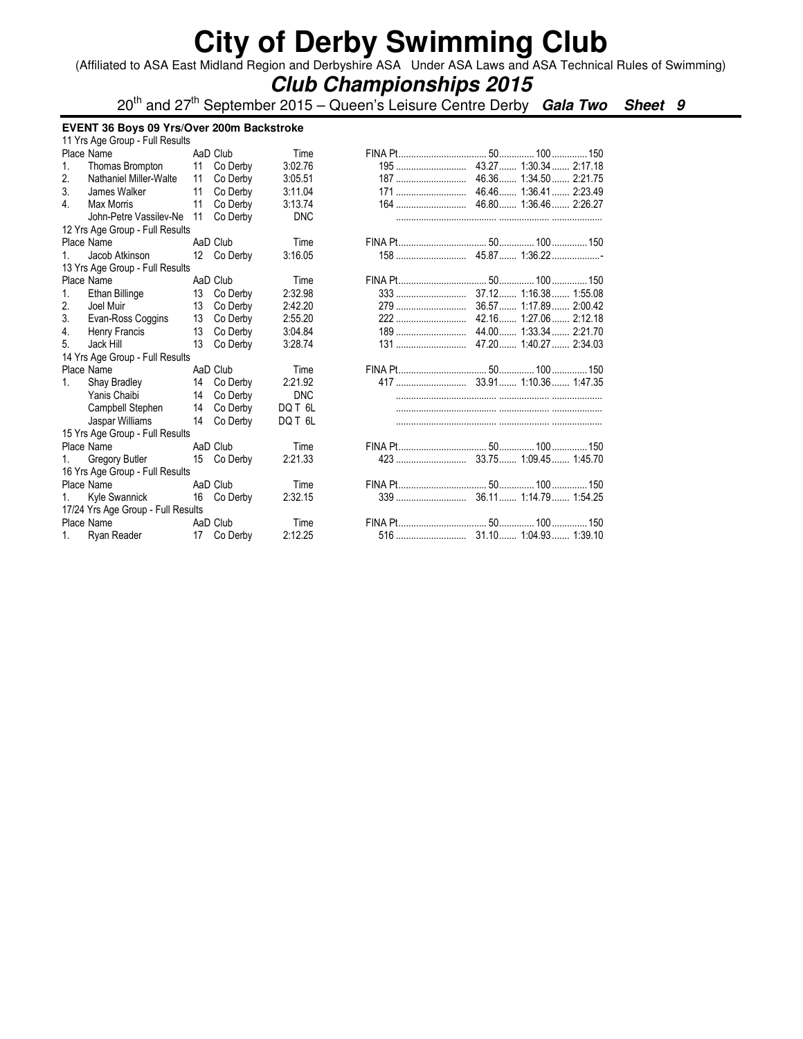# City of Derby Swimming Club

(Affiliated to ASA East Midland Region and Derbyshire ASA Under ASA Laws and ASA Technical Rules of Swimming)

## *Club Championships 2015*

20th and 27th September 2015 – Queen's Leisure Centre Derby ***Gala Two*** ***Sheet 9***

### EVENT 36 Boys 09 Yrs/Over 200m Backstroke

11 Yrs Age Group - Full Results

| Place | Name | AaD | Club | Time | FINA Pt | 50 | 100 | 150 |
|---|---|---|---|---|---|---|---|---|
| 1. | Thomas Brompton | 11 | Co Derby | 3:02.76 | 195 | 43.27 | 1:30.34 | 2:17.18 |
| 2. | Nathaniel Miller-Walte | 11 | Co Derby | 3:05.51 | 187 | 46.36 | 1:34.50 | 2:21.75 |
| 3. | James Walker | 11 | Co Derby | 3:11.04 | 171 | 46.46 | 1:36.41 | 2:23.49 |
| 4. | Max Morris | 11 | Co Derby | 3:13.74 | 164 | 46.80 | 1:36.46 | 2:26.27 |
| | John-Petre Vassilev-Ne | 11 | Co Derby | DNC | | | | |

12 Yrs Age Group - Full Results

| Place | Name | AaD | Club | Time | FINA Pt | 50 | 100 | 150 |
|---|---|---|---|---|---|---|---|---|
| 1. | Jacob Atkinson | 12 | Co Derby | 3:16.05 | 158 | 45.87 | 1:36.22 | - |

13 Yrs Age Group - Full Results

| Place | Name | AaD | Club | Time | FINA Pt | 50 | 100 | 150 |
|---|---|---|---|---|---|---|---|---|
| 1. | Ethan Billinge | 13 | Co Derby | 2:32.98 | 333 | 37.12 | 1:16.38 | 1:55.08 |
| 2. | Joel Muir | 13 | Co Derby | 2:42.20 | 279 | 36.57 | 1:17.89 | 2:00.42 |
| 3. | Evan-Ross Coggins | 13 | Co Derby | 2:55.20 | 222 | 42.16 | 1:27.06 | 2:12.18 |
| 4. | Henry Francis | 13 | Co Derby | 3:04.84 | 189 | 44.00 | 1:33.34 | 2:21.70 |
| 5. | Jack Hill | 13 | Co Derby | 3:28.74 | 131 | 47.20 | 1:40.27 | 2:34.03 |

14 Yrs Age Group - Full Results

| Place | Name | AaD | Club | Time | FINA Pt | 50 | 100 | 150 |
|---|---|---|---|---|---|---|---|---|
| 1. | Shay Bradley | 14 | Co Derby | 2:21.92 | 417 | 33.91 | 1:10.36 | 1:47.35 |
| | Yanis Chaibi | 14 | Co Derby | DNC | | | | |
| | Campbell Stephen | 14 | Co Derby | DQ T 6L | | | | |
| | Jaspar Williams | 14 | Co Derby | DQ T 6L | | | | |

15 Yrs Age Group - Full Results

| Place | Name | AaD | Club | Time | FINA Pt | 50 | 100 | 150 |
|---|---|---|---|---|---|---|---|---|
| 1. | Gregory Butler | 15 | Co Derby | 2:21.33 | 423 | 33.75 | 1:09.45 | 1:45.70 |

16 Yrs Age Group - Full Results

| Place | Name | AaD | Club | Time | FINA Pt | 50 | 100 | 150 |
|---|---|---|---|---|---|---|---|---|
| 1. | Kyle Swannick | 16 | Co Derby | 2:32.15 | 339 | 36.11 | 1:14.79 | 1:54.25 |

17/24 Yrs Age Group - Full Results

| Place | Name | AaD | Club | Time | FINA Pt | 50 | 100 | 150 |
|---|---|---|---|---|---|---|---|---|
| 1. | Ryan Reader | 17 | Co Derby | 2:12.25 | 516 | 31.10 | 1:04.93 | 1:39.10 |